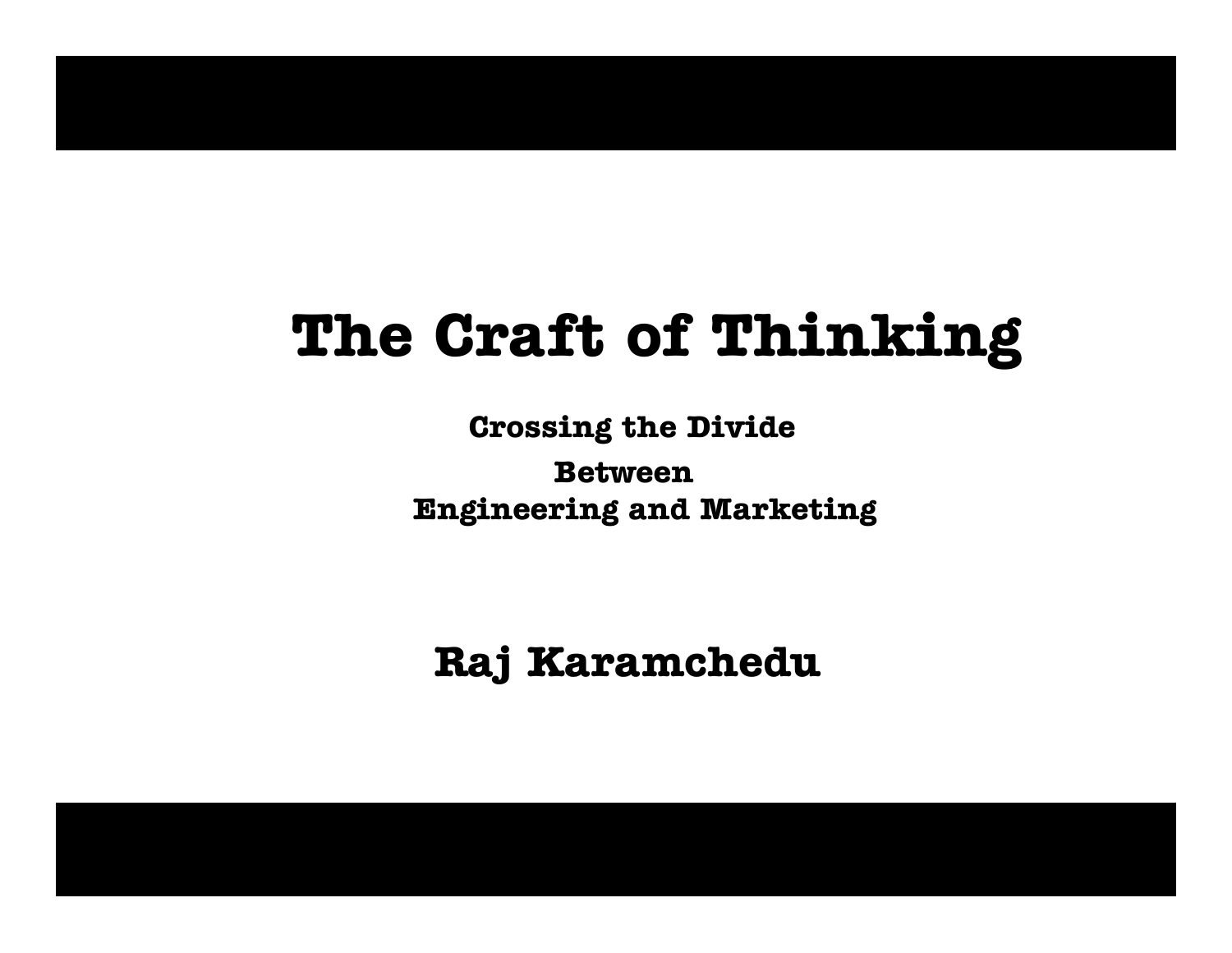# The Craft of Thinking

**Crossing the Divide**

**Between**
**Engineering and Marketing**

**Raj Karamchedu**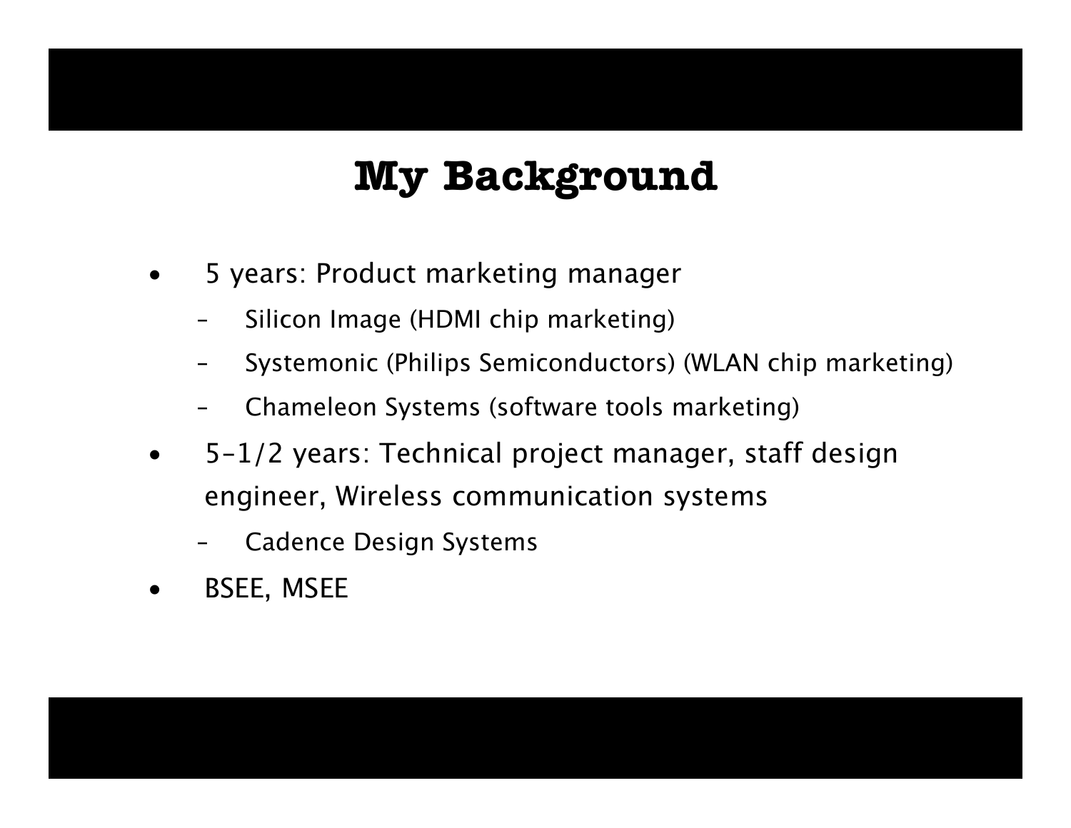# My Background

- 5 years: Product marketing manager
  - Silicon Image (HDMI chip marketing)
  - Systemonic (Philips Semiconductors) (WLAN chip marketing)
  - Chameleon Systems (software tools marketing)
- 5-1/2 years: Technical project manager, staff design engineer, Wireless communication systems
  - Cadence Design Systems
- BSEE, MSEE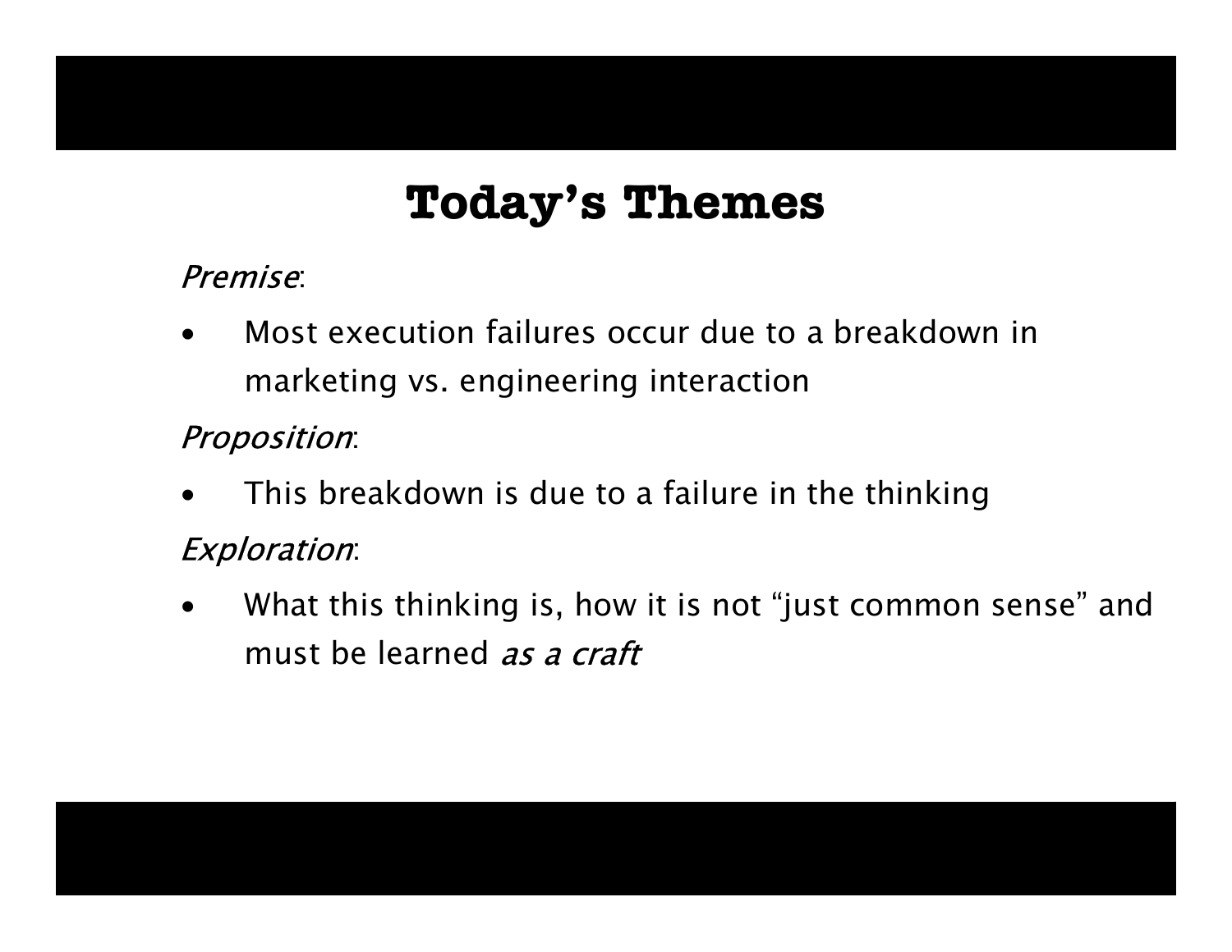# Today's Themes

*Premise*:

- Most execution failures occur due to a breakdown in marketing vs. engineering interaction

*Proposition*:

- This breakdown is due to a failure in the thinking

*Exploration*:

- What this thinking is, how it is not "just common sense" and must be learned *as a craft*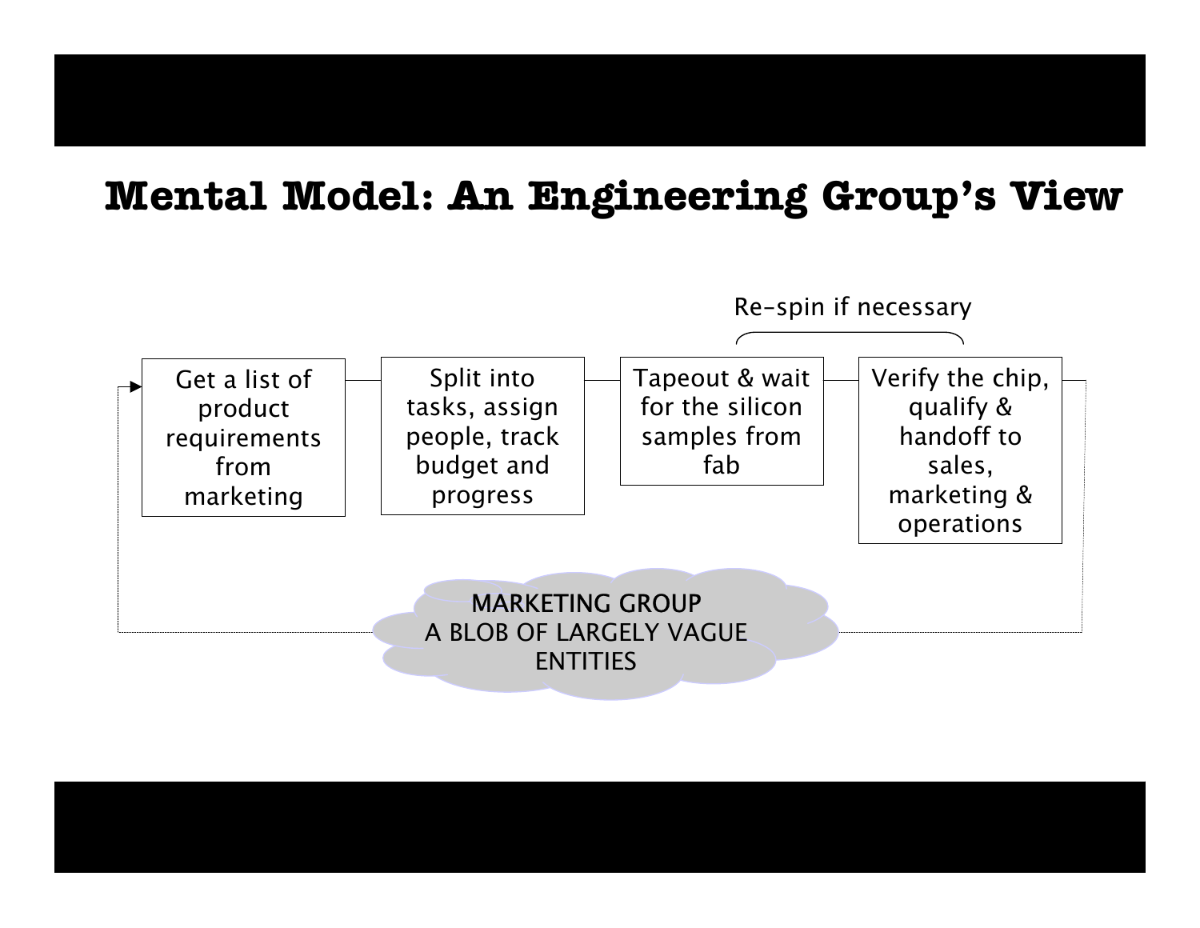# Mental Model: An Engineering Group's View

Re-spin if necessary

Get a list of product requirements from marketing → Split into tasks, assign people, track budget and progress → Tapeout & wait for the silicon samples from fab → Verify the chip, qualify & handoff to sales, marketing & operations

MARKETING GROUP
A BLOB OF LARGELY VAGUE ENTITIES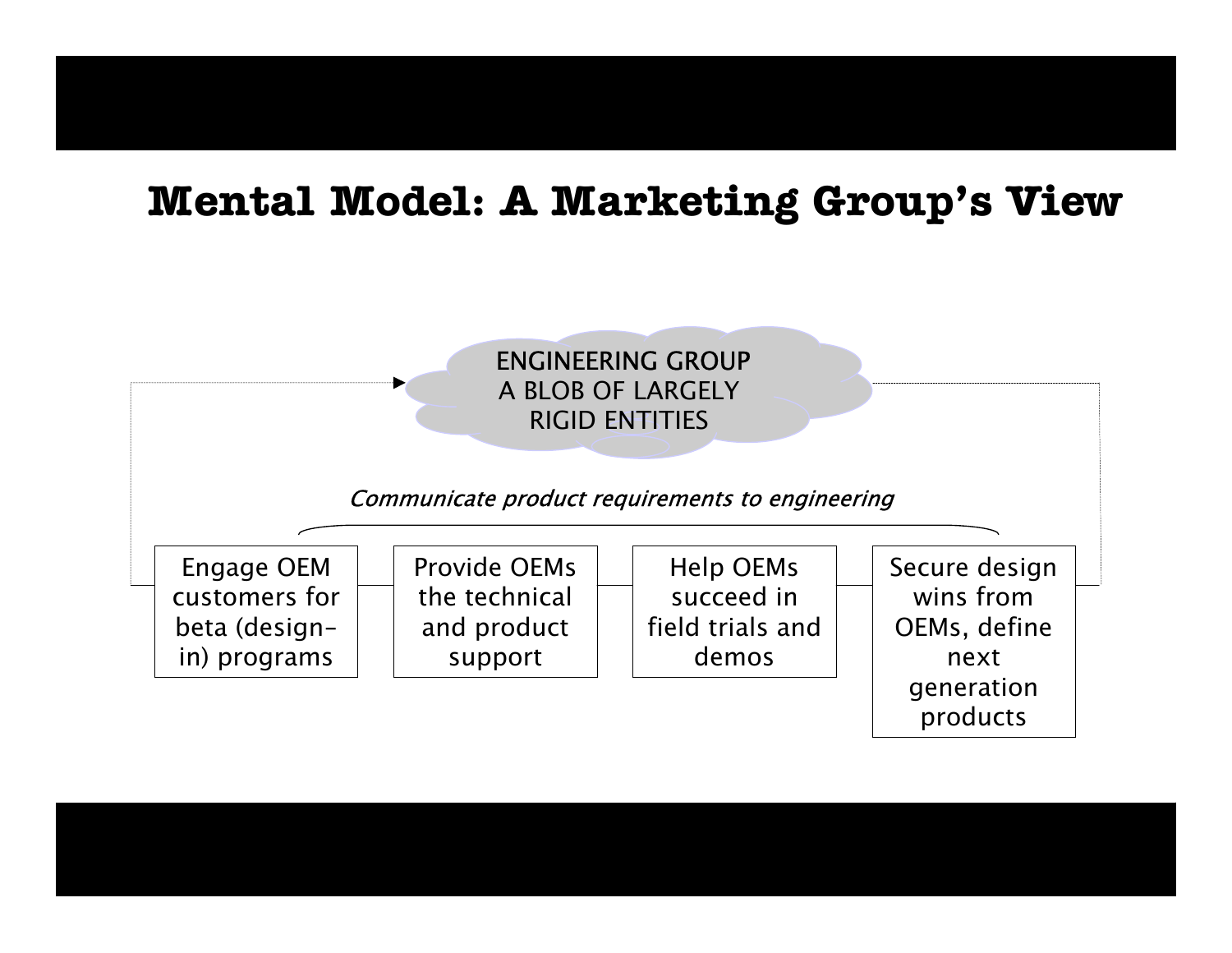# Mental Model: A Marketing Group's View

ENGINEERING GROUP
A BLOB OF LARGELY RIGID ENTITIES

*Communicate product requirements to engineering*

Engage OEM customers for beta (design-in) programs

Provide OEMs the technical and product support

Help OEMs succeed in field trials and demos

Secure design wins from OEMs, define next generation products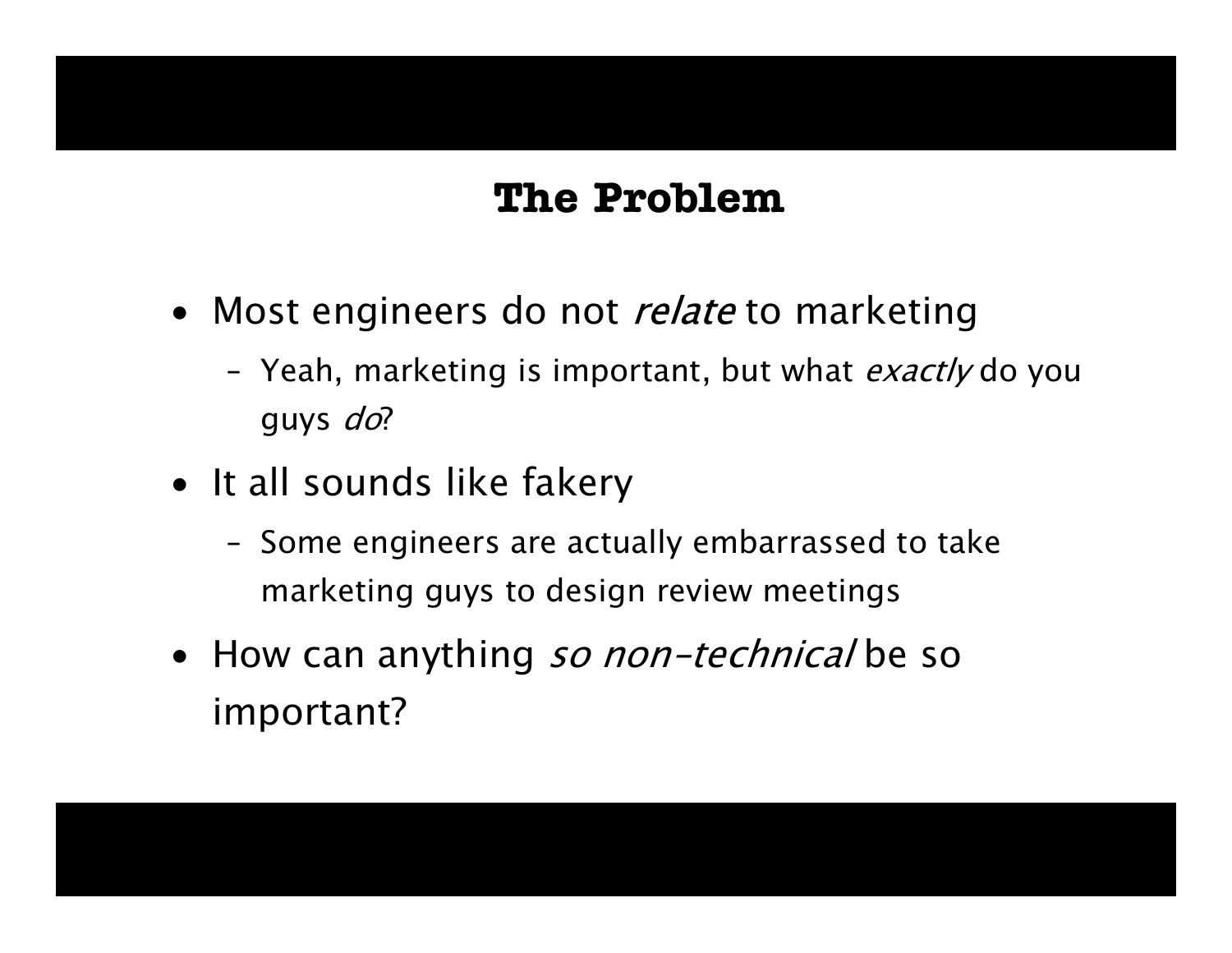# The Problem

- Most engineers do not *relate* to marketing
  - Yeah, marketing is important, but what *exactly* do you guys *do*?
- It all sounds like fakery
  - Some engineers are actually embarrassed to take marketing guys to design review meetings
- How can anything *so non-technical* be so important?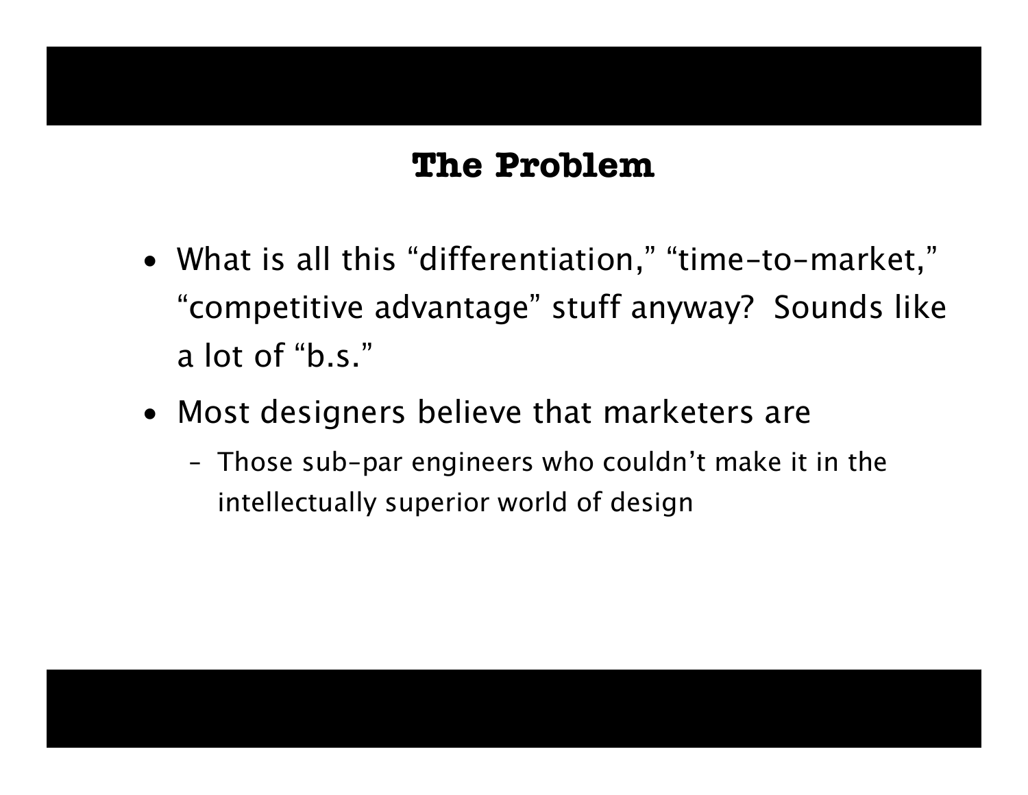## The Problem

- What is all this “differentiation,” “time-to-market,” “competitive advantage” stuff anyway? Sounds like a lot of “b.s.”
- Most designers believe that marketers are
  - Those sub-par engineers who couldn’t make it in the intellectually superior world of design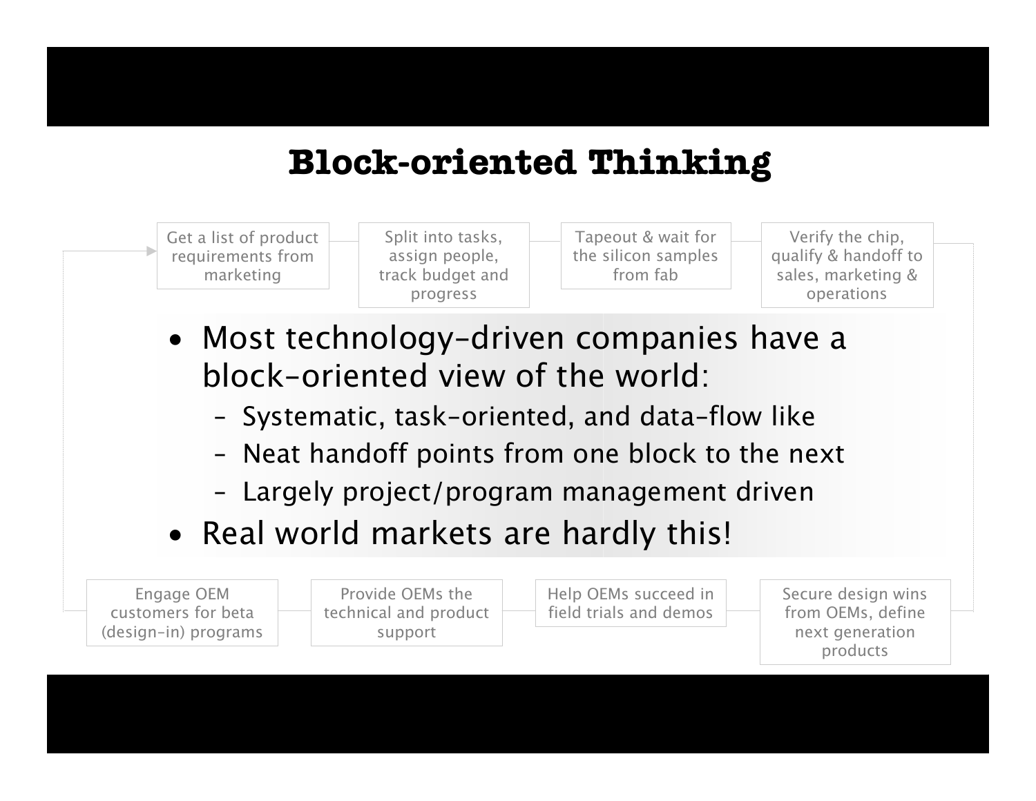# Block-oriented Thinking

Get a list of product requirements from marketing → Split into tasks, assign people, track budget and progress → Tapeout & wait for the silicon samples from fab → Verify the chip, qualify & handoff to sales, marketing & operations

- Most technology-driven companies have a block-oriented view of the world:
  - Systematic, task-oriented, and data-flow like
  - Neat handoff points from one block to the next
  - Largely project/program management driven
- Real world markets are hardly this!

Engage OEM customers for beta (design-in) programs — Provide OEMs the technical and product support — Help OEMs succeed in field trials and demos — Secure design wins from OEMs, define next generation products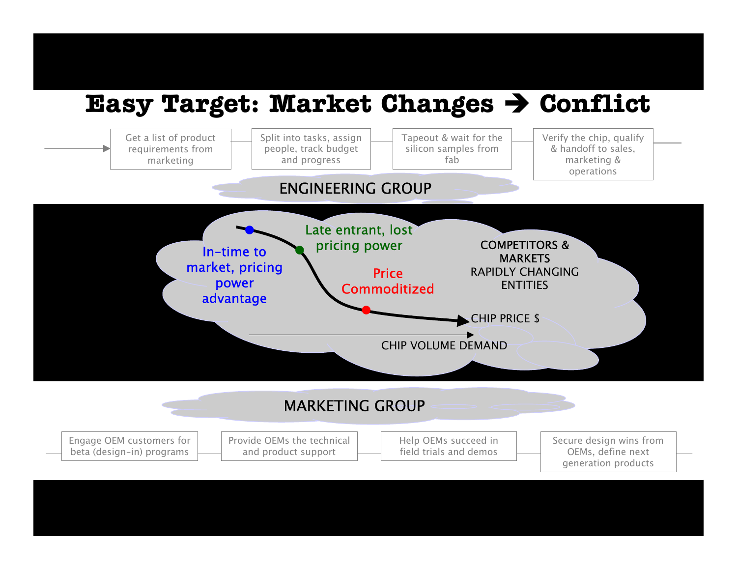# Easy Target: Market Changes → Conflict

Get a list of product requirements from marketing → Split into tasks, assign people, track budget and progress → Tapeout & wait for the silicon samples from fab → Verify the chip, qualify & handoff to sales, marketing & operations

ENGINEERING GROUP

In-time to market, pricing power advantage

Late entrant, lost pricing power

Price Commoditized

COMPETITORS & MARKETS RAPIDLY CHANGING ENTITIES

CHIP PRICE $

CHIP VOLUME DEMAND

MARKETING GROUP

Engage OEM customers for beta (design-in) programs → Provide OEMs the technical and product support → Help OEMs succeed in field trials and demos → Secure design wins from OEMs, define next generation products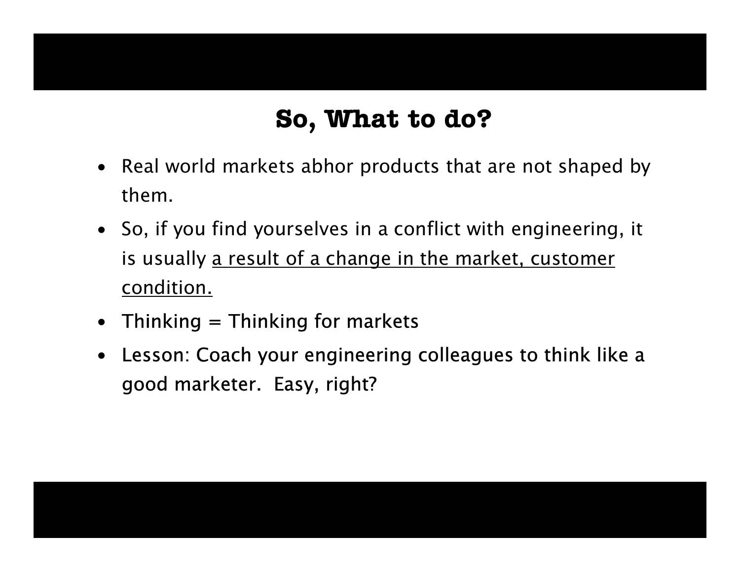# So, What to do?

- Real world markets abhor products that are not shaped by them.
- So, if you find yourselves in a conflict with engineering, it is usually <u>a result of a change in the market, customer condition.</u>
- Thinking = Thinking for markets
- Lesson: Coach your engineering colleagues to think like a good marketer.  Easy, right?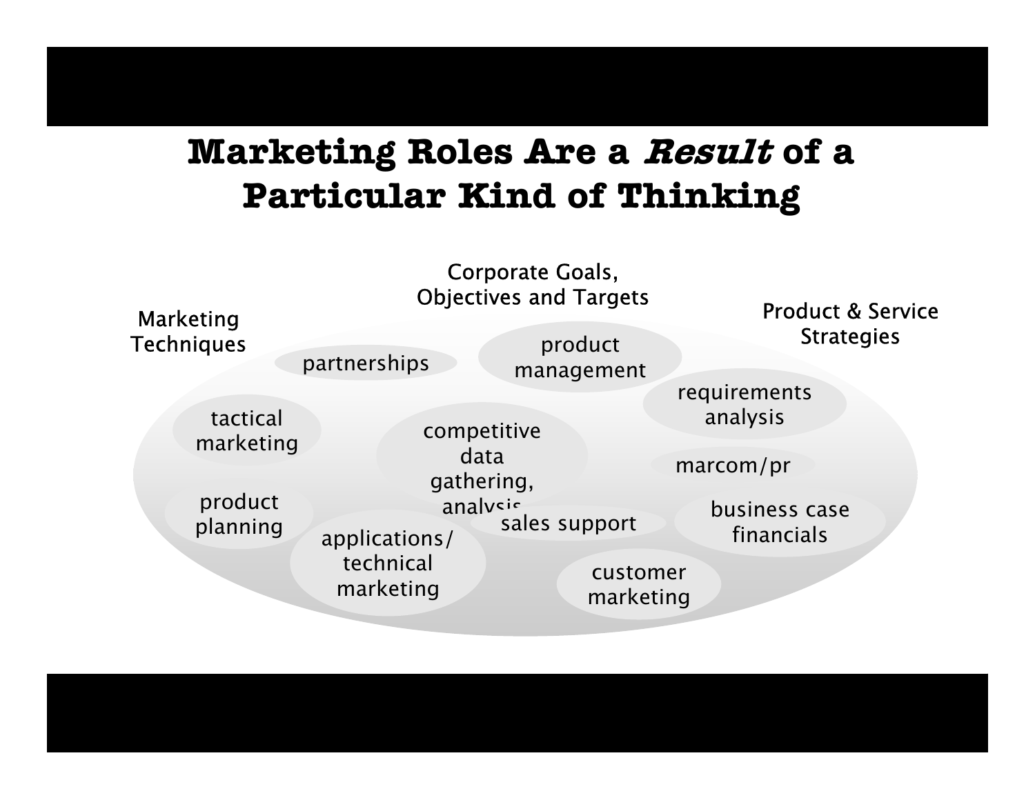# Marketing Roles Are a *Result* of a Particular Kind of Thinking

Corporate Goals, Objectives and Targets

Marketing Techniques

Product & Service Strategies

- partnerships
- product management
- requirements analysis
- tactical marketing
- competitive data gathering, analysis
- marcom/pr
- product planning
- sales support
- business case financials
- applications/ technical marketing
- customer marketing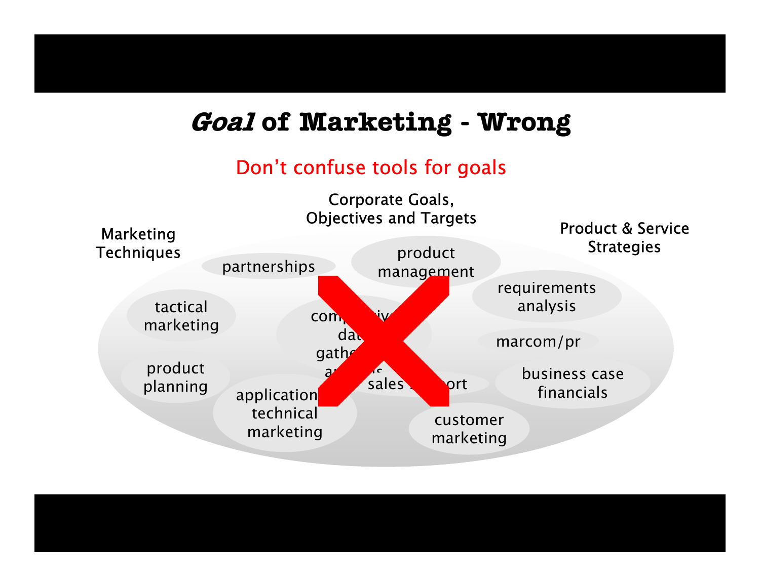# *Goal* of Marketing - Wrong

Don't confuse tools for goals

Corporate Goals, Objectives and Targets

Marketing Techniques

Product & Service Strategies

- partnerships
- product management
- tactical marketing
- competitive data gathering and analysis
- requirements analysis
- marcom/pr
- product planning
- application technical marketing
- sales support
- business case financials
- customer marketing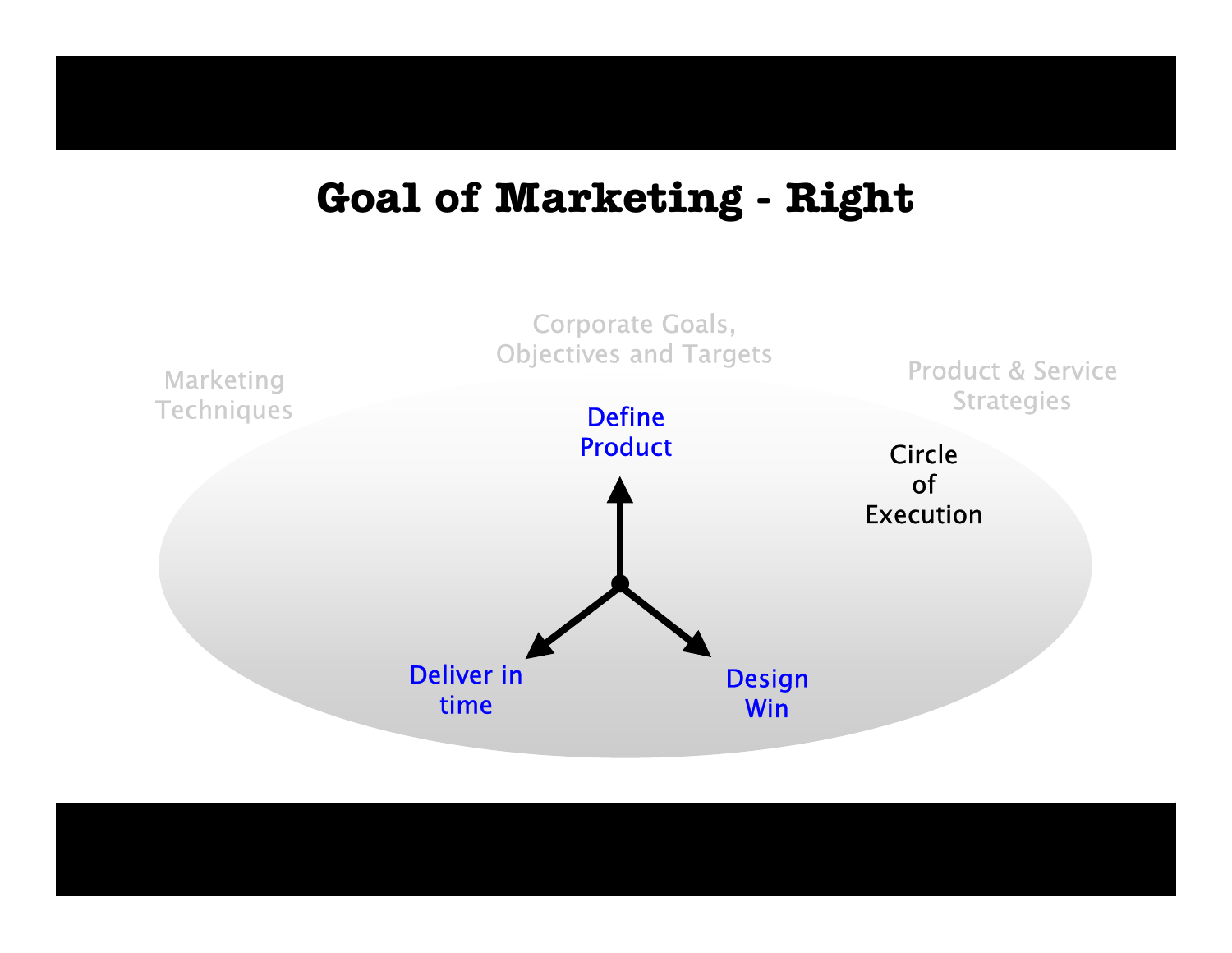# Goal of Marketing - Right

Corporate Goals, Objectives and Targets

Marketing Techniques

Product & Service Strategies

Define Product

Circle of Execution

Deliver in time

Design Win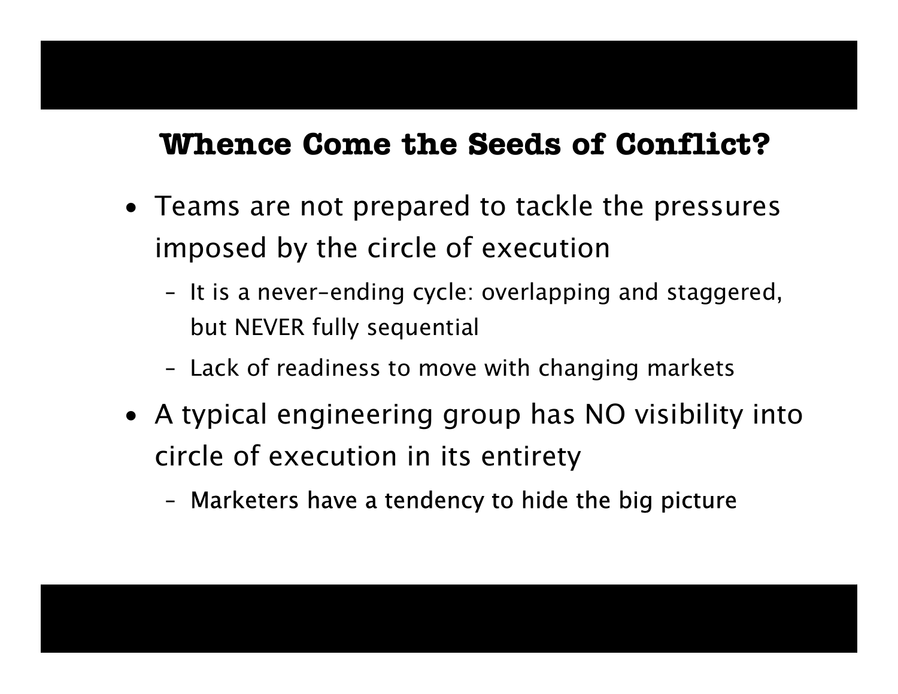## Whence Come the Seeds of Conflict?

- Teams are not prepared to tackle the pressures imposed by the circle of execution
  - It is a never-ending cycle: overlapping and staggered, but NEVER fully sequential
  - Lack of readiness to move with changing markets
- A typical engineering group has NO visibility into circle of execution in its entirety
  - Marketers have a tendency to hide the big picture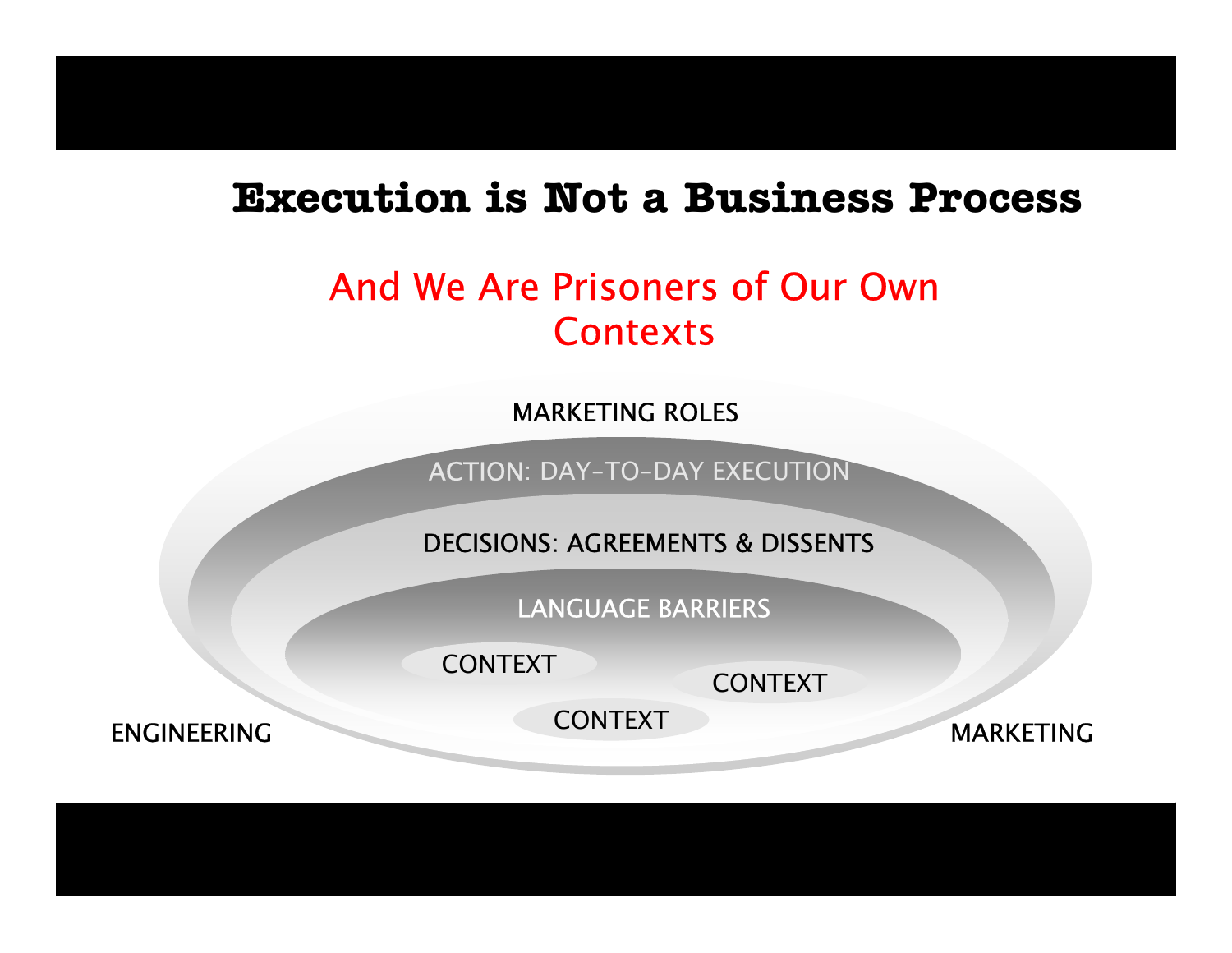# Execution is Not a Business Process

## And We Are Prisoners of Our Own Contexts

MARKETING ROLES

ACTION: DAY-TO-DAY EXECUTION

DECISIONS: AGREEMENTS & DISSENTS

LANGUAGE BARRIERS

CONTEXT

CONTEXT

CONTEXT

ENGINEERING

MARKETING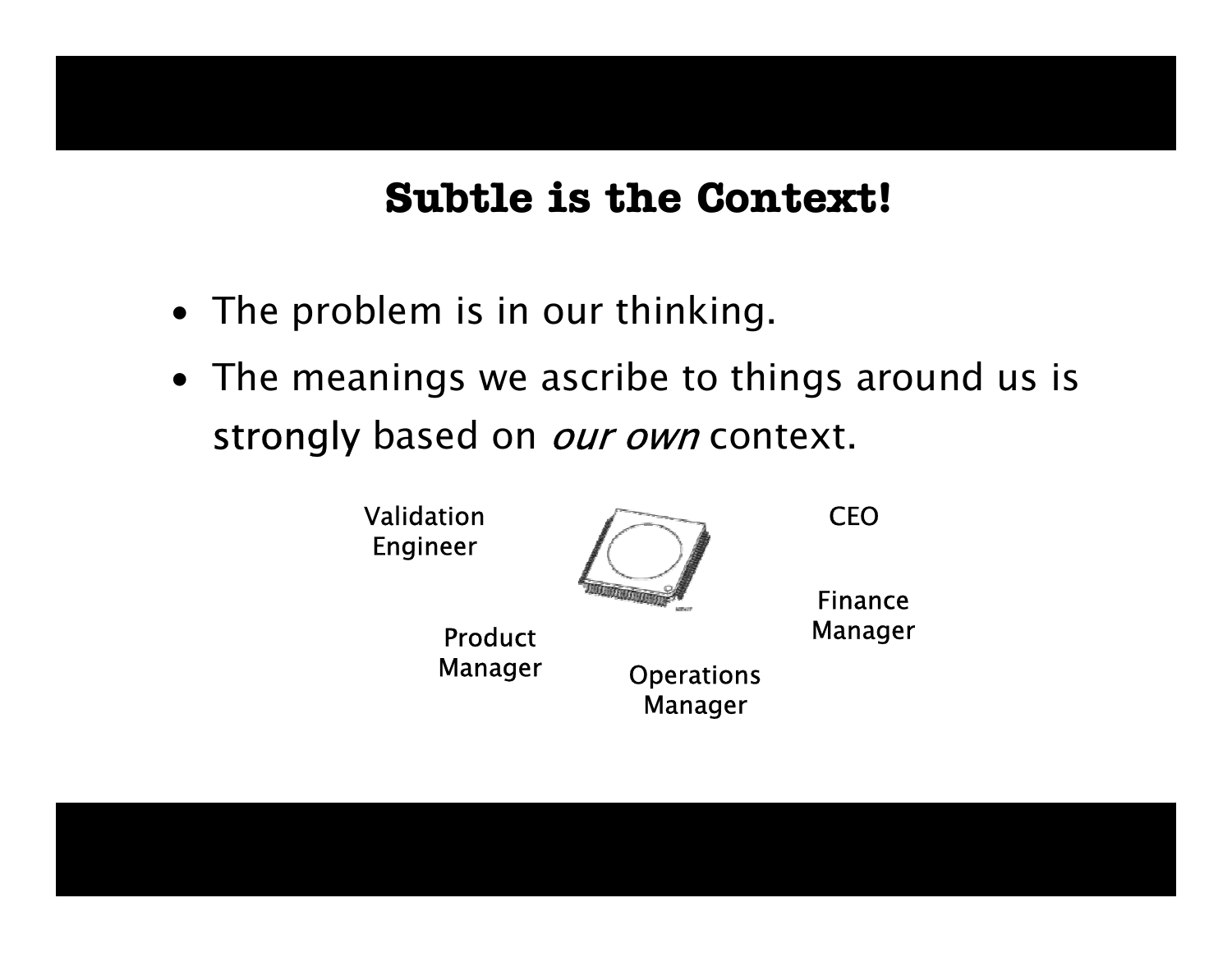# Subtle is the Context!

- The problem is in our thinking.
- The meanings we ascribe to things around us is strongly based on *our own* context.

Validation Engineer

CEO

Finance Manager

Product Manager

Operations Manager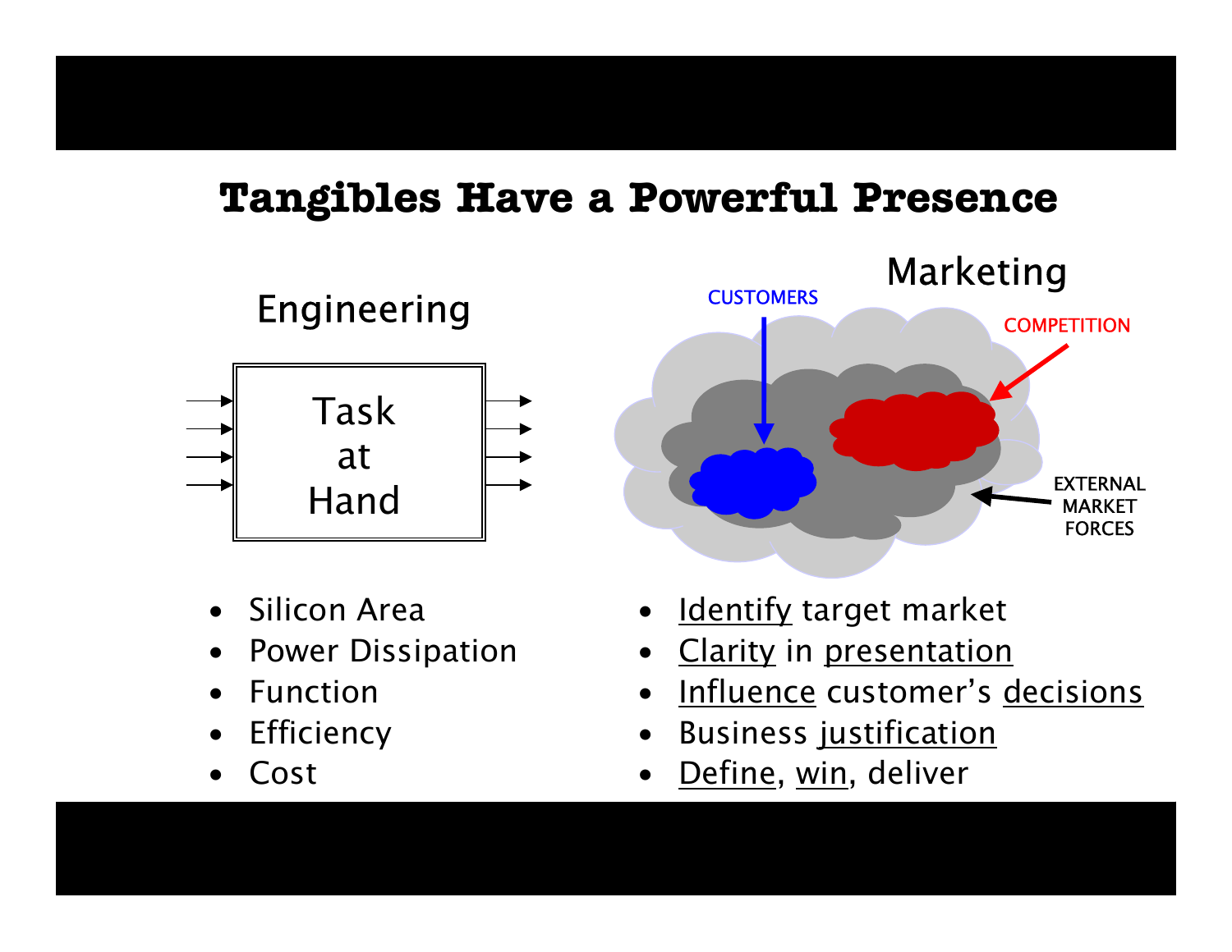# Tangibles Have a Powerful Presence

## Engineering

Task at Hand

- Silicon Area
- Power Dissipation
- Function
- Efficiency
- Cost

## Marketing

CUSTOMERS

COMPETITION

EXTERNAL MARKET FORCES

- Identify target market
- Clarity in presentation
- Influence customer's decisions
- Business justification
- Define, win, deliver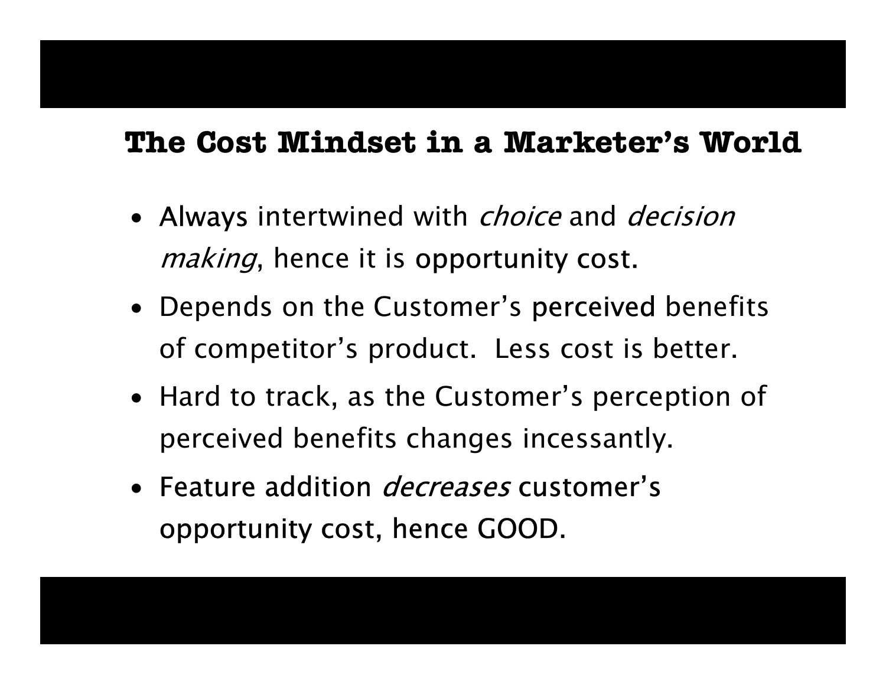## The Cost Mindset in a Marketer's World

- Always intertwined with *choice* and *decision making*, hence it is opportunity cost.
- Depends on the Customer's perceived benefits of competitor's product. Less cost is better.
- Hard to track, as the Customer's perception of perceived benefits changes incessantly.
- Feature addition *decreases* customer's opportunity cost, hence GOOD.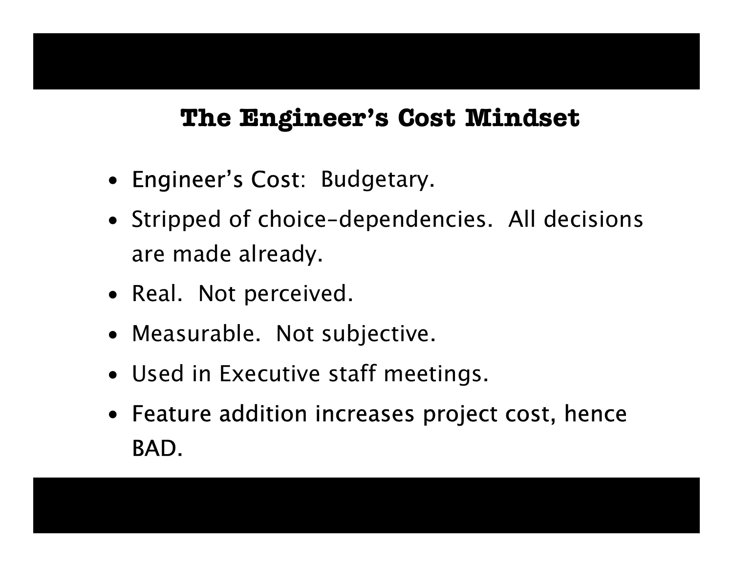## The Engineer's Cost Mindset

- Engineer's Cost:  Budgetary.
- Stripped of choice-dependencies.  All decisions are made already.
- Real.  Not perceived.
- Measurable.  Not subjective.
- Used in Executive staff meetings.
- Feature addition increases project cost, hence BAD.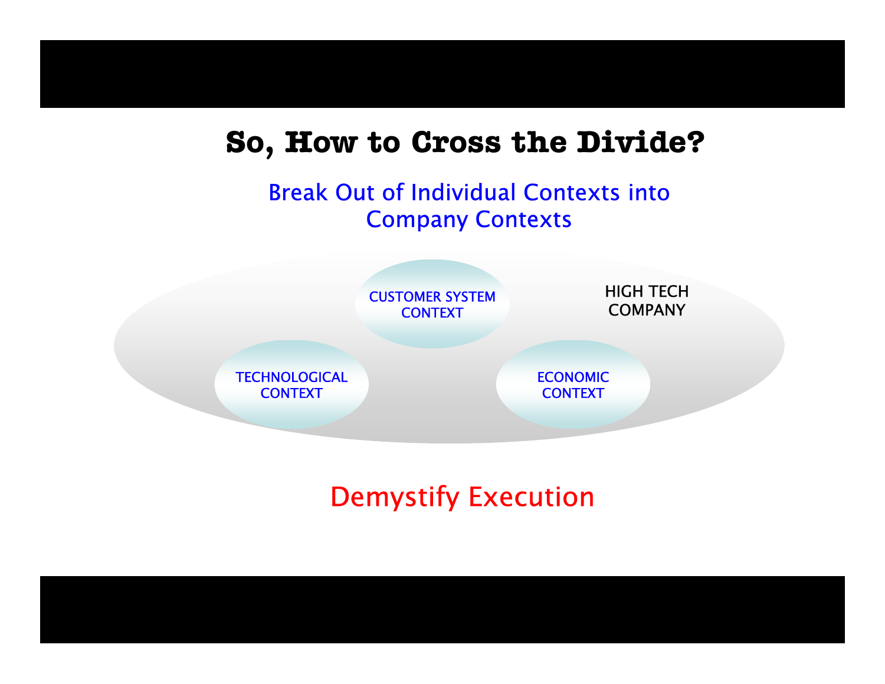# So, How to Cross the Divide?

Break Out of Individual Contexts into Company Contexts

CUSTOMER SYSTEM CONTEXT

HIGH TECH COMPANY

TECHNOLOGICAL CONTEXT

ECONOMIC CONTEXT

Demystify Execution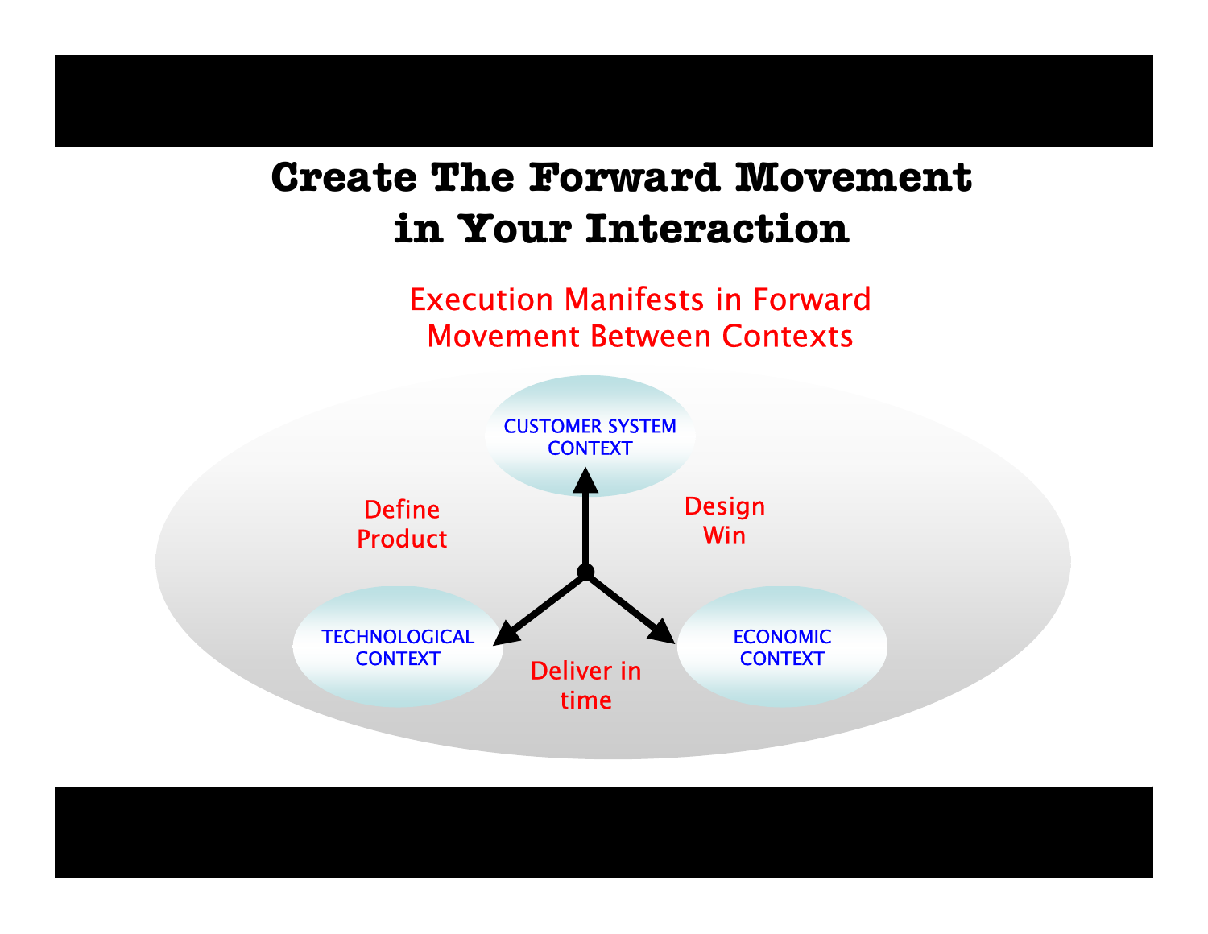# Create The Forward Movement in Your Interaction

Execution Manifests in Forward Movement Between Contexts

CUSTOMER SYSTEM CONTEXT

Define Product

Design Win

TECHNOLOGICAL CONTEXT

Deliver in time

ECONOMIC CONTEXT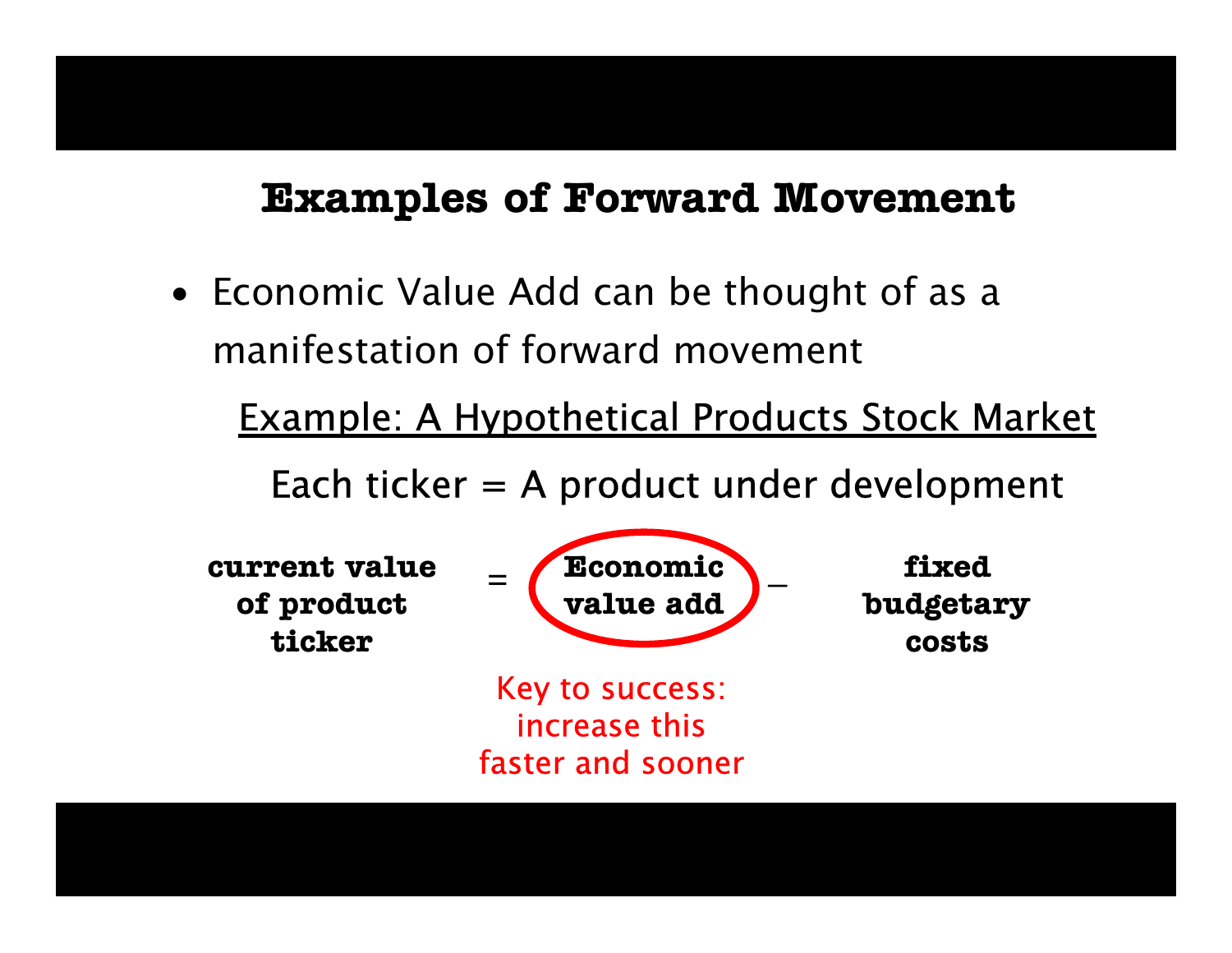## Examples of Forward Movement

- Economic Value Add can be thought of as a manifestation of forward movement

<u>Example: A Hypothetical Products Stock Market</u>

Each ticker = A product under development

**current value of product ticker** = **Economic value add** – **fixed budgetary costs**

Key to success: increase this faster and sooner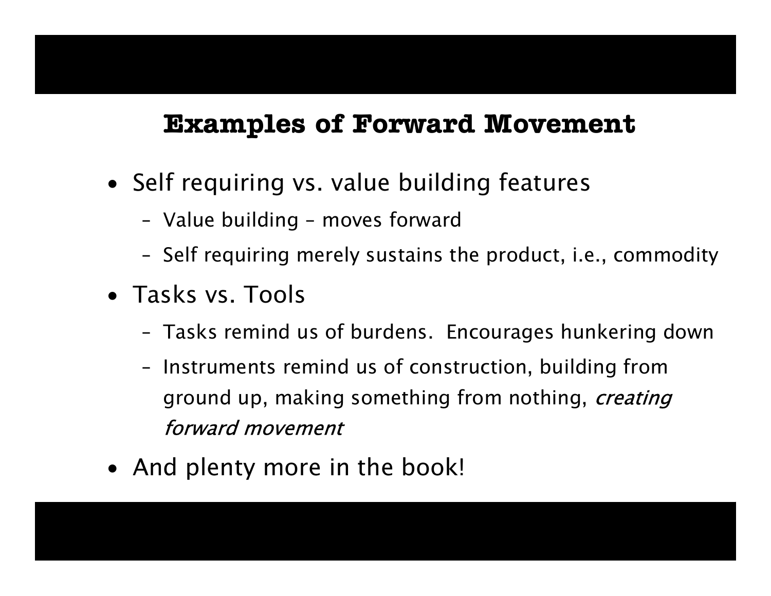## Examples of Forward Movement

- Self requiring vs. value building features
  - Value building – moves forward
  - Self requiring merely sustains the product, i.e., commodity
- Tasks vs. Tools
  - Tasks remind us of burdens. Encourages hunkering down
  - Instruments remind us of construction, building from ground up, making something from nothing, *creating forward movement*
- And plenty more in the book!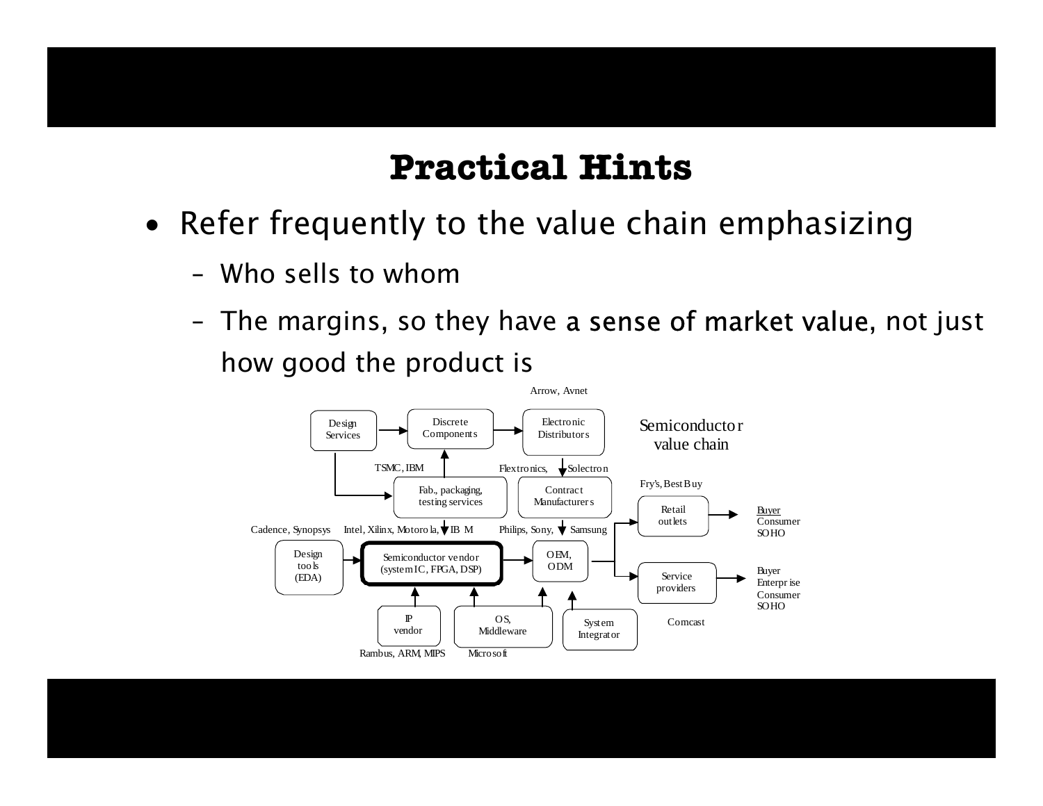## Practical Hints

- Refer frequently to the value chain emphasizing
  - Who sells to whom
  - The margins, so they have a sense of market value, not just how good the product is

Semiconductor value chain

Design Services → Discrete Components → Electronic Distributors (Arrow, Avnet)

Design Services → Fab., packaging, testing services (TSMC, IBM)

Fab., packaging, testing services → Discrete Components

Fab., packaging, testing services → Semiconductor vendor (system IC, FPGA, DSP) (Intel, Xilinx, Motorola, IBM)

Electronic Distributors → Contract Manufacturers (Flextronics, Solectron)

Contract Manufacturers → OEM, ODM (Philips, Sony, Samsung)

Design tools (EDA) (Cadence, Synopsys) → Semiconductor vendor (system IC, FPGA, DSP)

Semiconductor vendor (system IC, FPGA, DSP) → OEM, ODM

IP vendor (Rambus, ARM, MIPS) → Semiconductor vendor

OS, Middleware (Microsoft) → Semiconductor vendor; OS, Middleware → OEM, ODM

System Integrator → OEM, ODM

OEM, ODM → Retail outlets (Fry's, Best Buy) → Buyer: Consumer, SOHO

OEM, ODM → Service providers (Comcast) → Buyer: Enterprise, Consumer, SOHO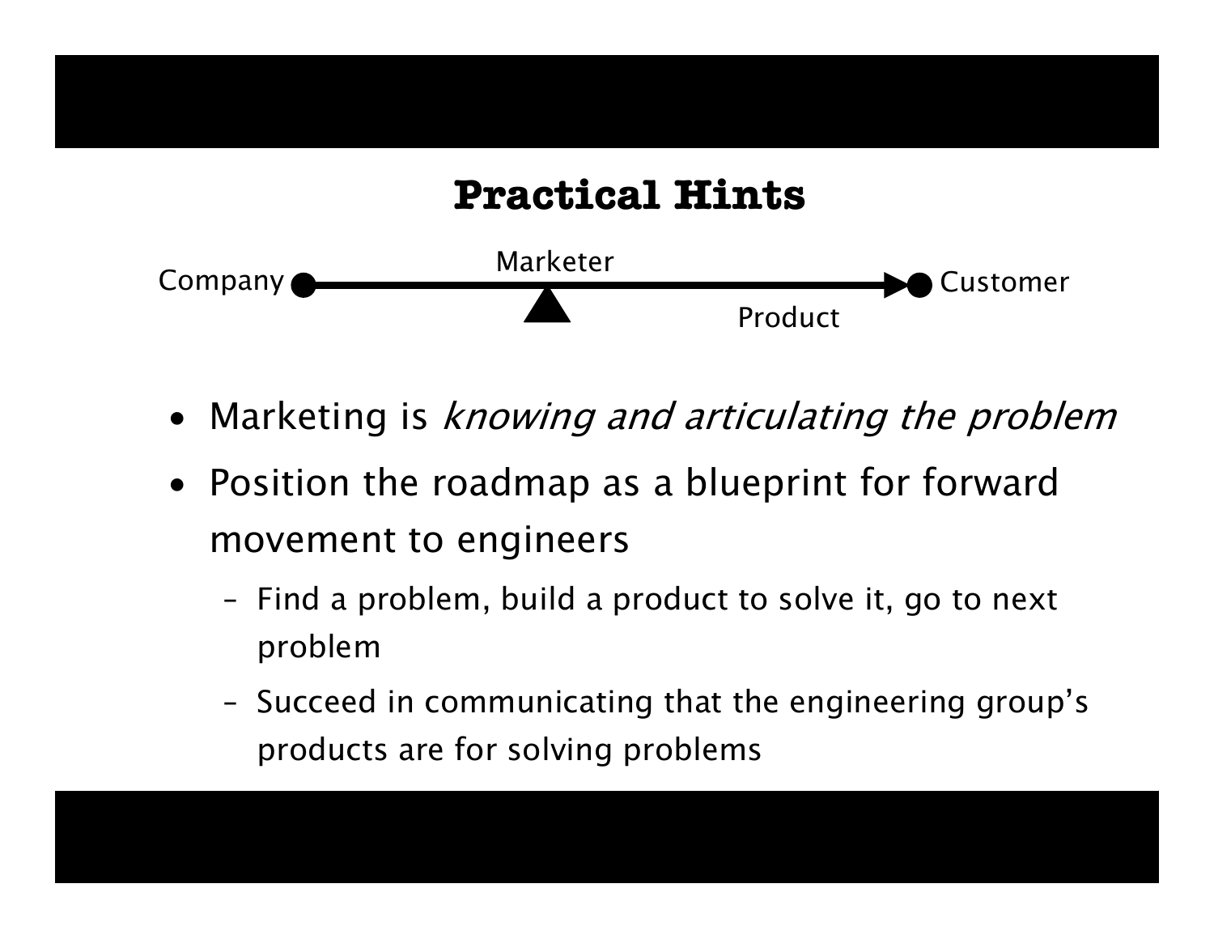## Practical Hints

Company — Marketer — Product — Customer

- Marketing is *knowing and articulating the problem*
- Position the roadmap as a blueprint for forward movement to engineers
  - Find a problem, build a product to solve it, go to next problem
  - Succeed in communicating that the engineering group's products are for solving problems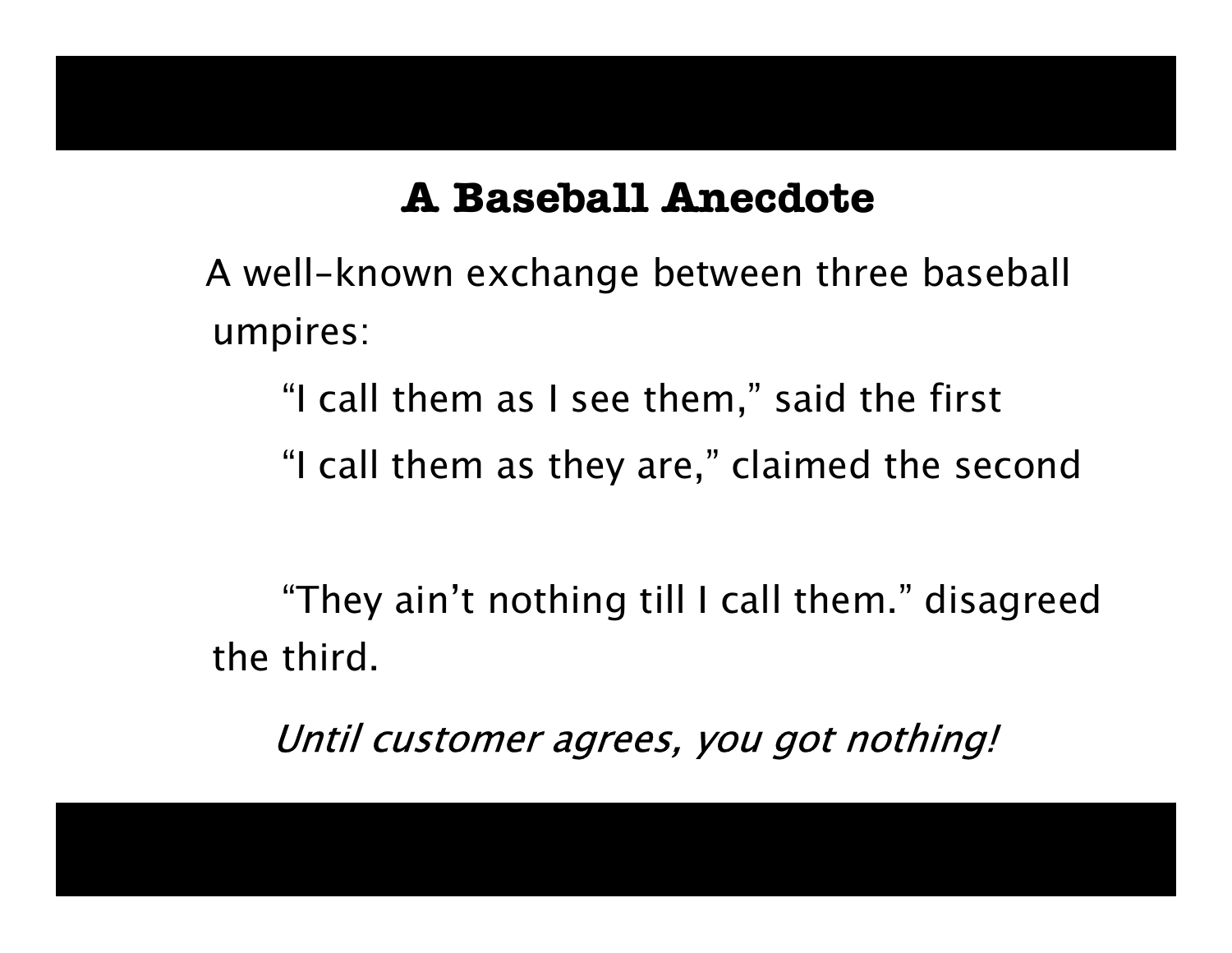## A Baseball Anecdote

A well-known exchange between three baseball umpires:

“I call them as I see them,” said the first

“I call them as they are,” claimed the second

“They ain’t nothing till I call them.” disagreed the third.

*Until customer agrees, you got nothing!*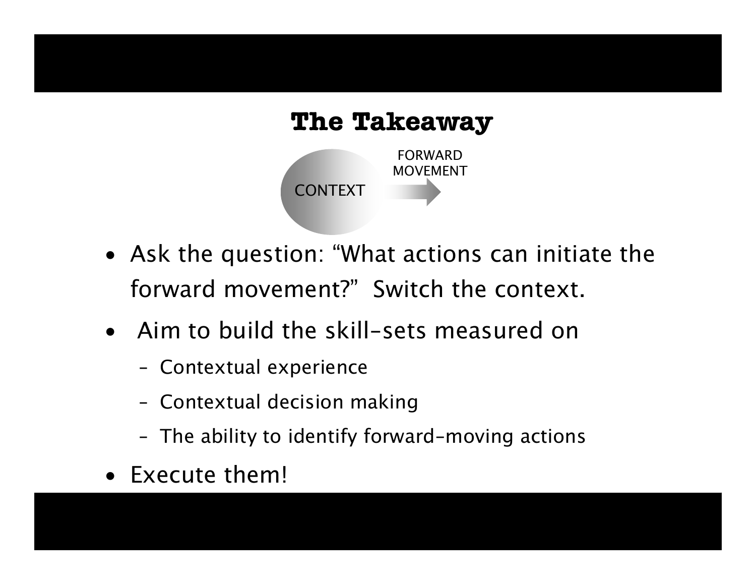# The Takeaway

CONTEXT → FORWARD MOVEMENT

- Ask the question: "What actions can initiate the forward movement?" Switch the context.
- Aim to build the skill-sets measured on
  - Contextual experience
  - Contextual decision making
  - The ability to identify forward-moving actions
- Execute them!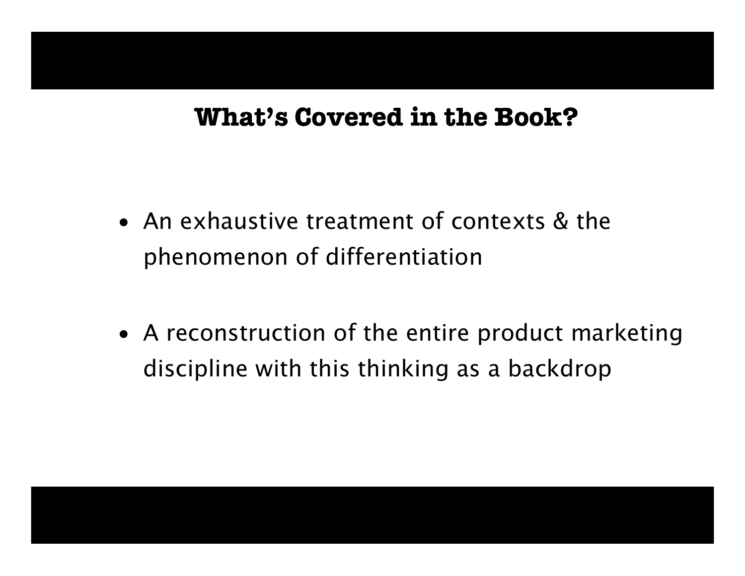## What's Covered in the Book?

- An exhaustive treatment of contexts & the phenomenon of differentiation

- A reconstruction of the entire product marketing discipline with this thinking as a backdrop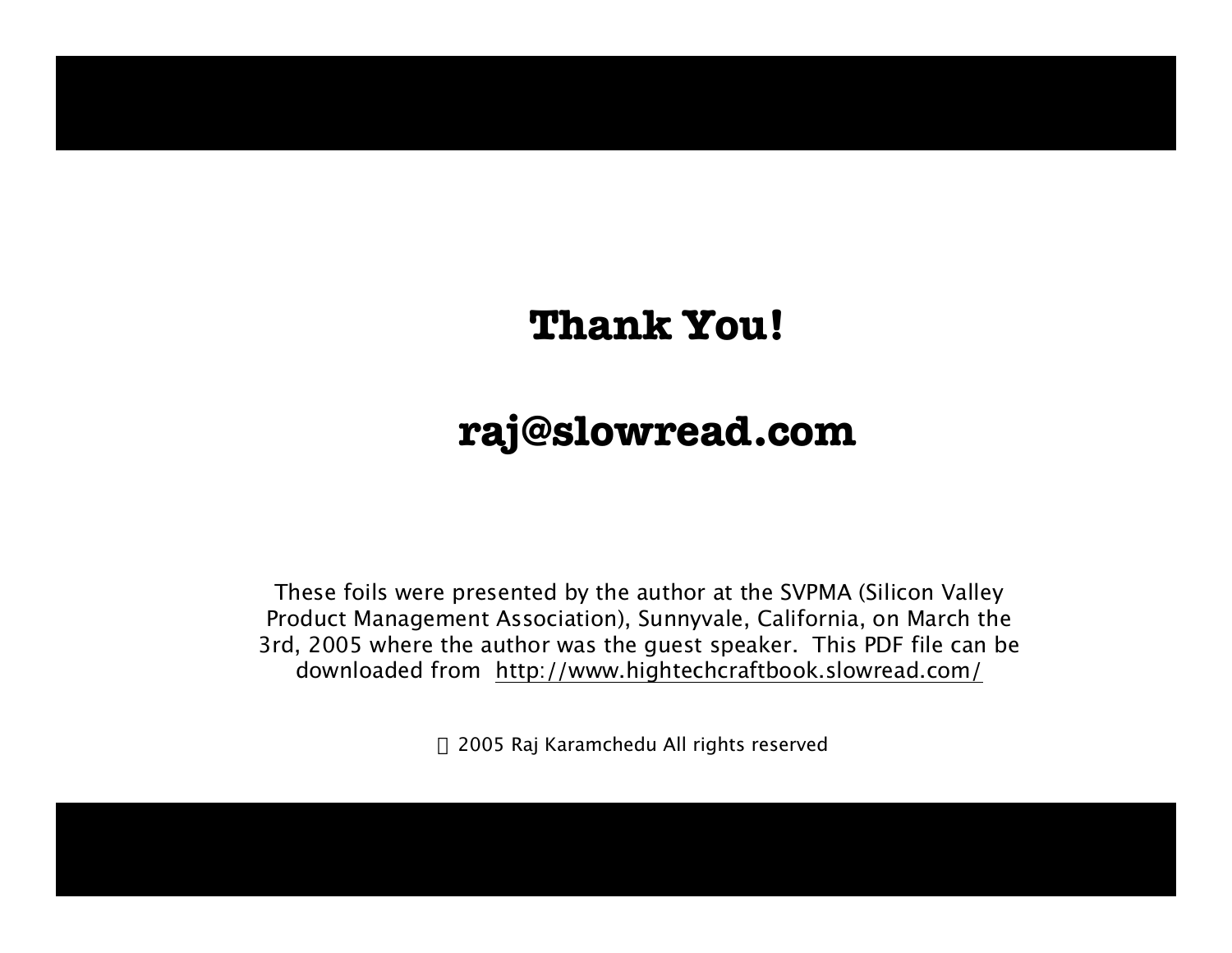# Thank You!

# raj@slowread.com

These foils were presented by the author at the SVPMA (Silicon Valley Product Management Association), Sunnyvale, California, on March the 3rd, 2005 where the author was the guest speaker. This PDF file can be downloaded from http://www.hightechcraftbook.slowread.com/

2005 Raj Karamchedu All rights reserved